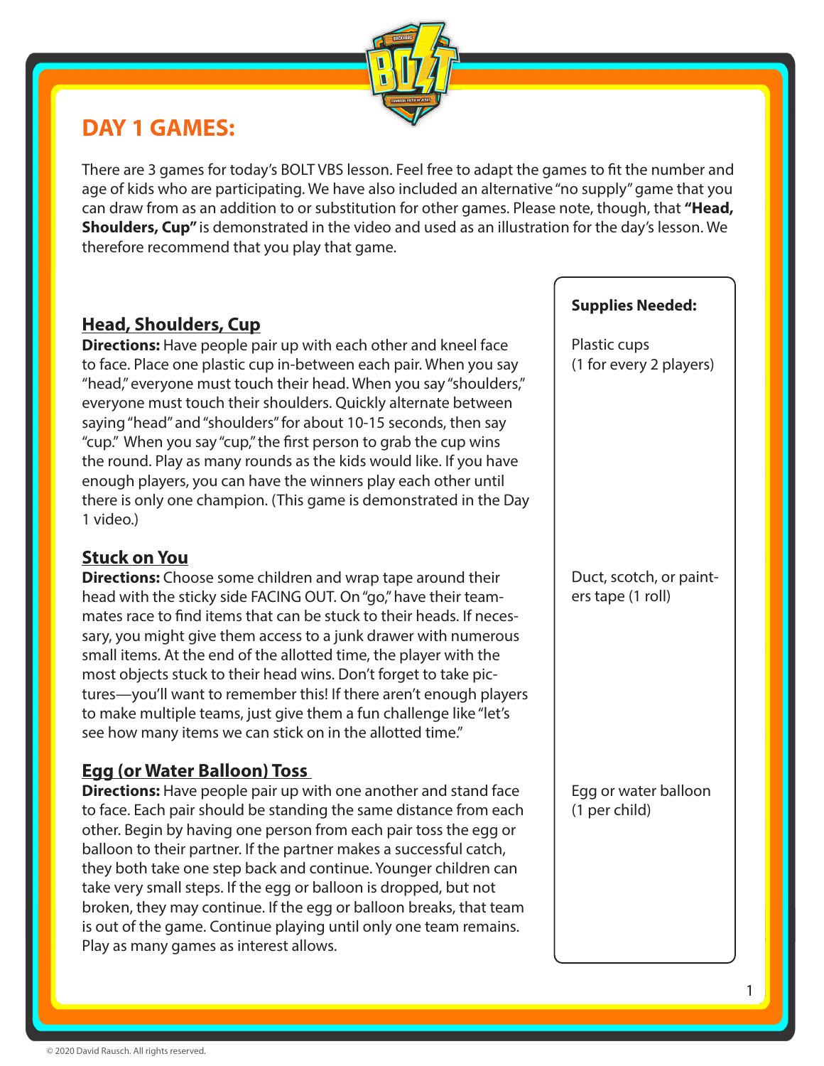## DAY 1 GAMES:

There are 3 games for today's BOLT VBS lesson. Feel free to adapt the games to fit the number and age of kids who are participating. We have also included an alternative "no supply" game that you can draw from as an addition to or substitution for other games. Please note, though, that **"Head, Shoulders, Cup"** is demonstrated in the video and used as an illustration for the day's lesson. We therefore recommend that you play that game.

### Head, Shoulders, Cup

**Directions:** Have people pair up with each other and kneel face to face. Place one plastic cup in-between each pair. When you say "head," everyone must touch their head. When you say "shoulders," everyone must touch their shoulders. Quickly alternate between saying "head" and "shoulders" for about 10-15 seconds, then say "cup." When you say "cup," the first person to grab the cup wins the round. Play as many rounds as the kids would like. If you have enough players, you can have the winners play each other until there is only one champion. (This game is demonstrated in the Day 1 video.)

**Supplies Needed:** Plastic cups (1 for every 2 players)

### Stuck on You

**Directions:** Choose some children and wrap tape around their head with the sticky side FACING OUT. On "go," have their teammates race to find items that can be stuck to their heads. If necessary, you might give them access to a junk drawer with numerous small items. At the end of the allotted time, the player with the most objects stuck to their head wins. Don't forget to take pictures—you'll want to remember this! If there aren't enough players to make multiple teams, just give them a fun challenge like "let's see how many items we can stick on in the allotted time."

**Supplies Needed:** Duct, scotch, or painters tape (1 roll)

### Egg (or Water Balloon) Toss

**Directions:** Have people pair up with one another and stand face to face. Each pair should be standing the same distance from each other. Begin by having one person from each pair toss the egg or balloon to their partner. If the partner makes a successful catch, they both take one step back and continue. Younger children can take very small steps. If the egg or balloon is dropped, but not broken, they may continue. If the egg or balloon breaks, that team is out of the game. Continue playing until only one team remains. Play as many games as interest allows.

**Supplies Needed:** Egg or water balloon (1 per child)

© 2020 David Rausch. All rights reserved.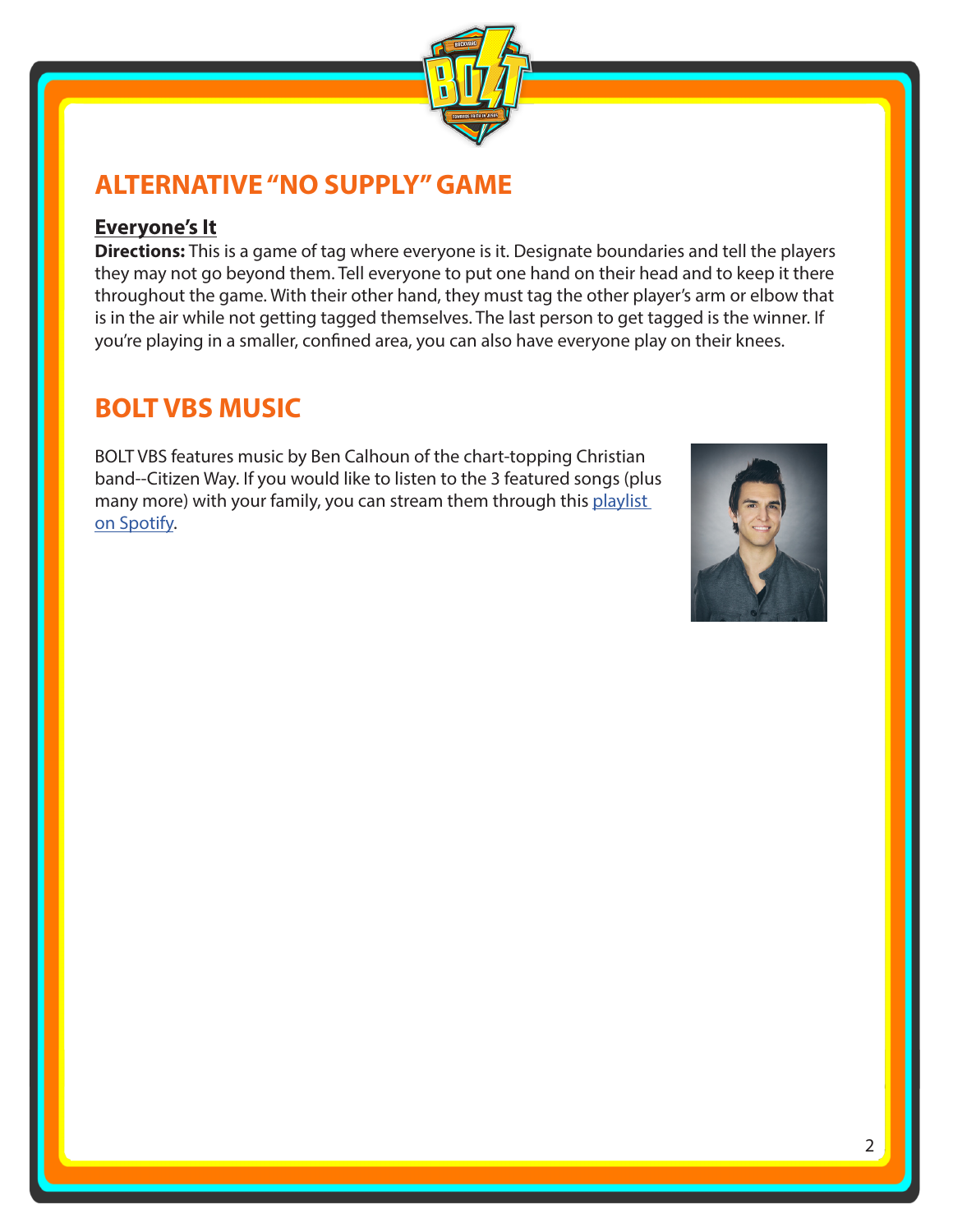## ALTERNATIVE “NO SUPPLY” GAME

**Everyone’s It**

**Directions:** This is a game of tag where everyone is it. Designate boundaries and tell the players they may not go beyond them. Tell everyone to put one hand on their head and to keep it there throughout the game. With their other hand, they must tag the other player’s arm or elbow that is in the air while not getting tagged themselves. The last person to get tagged is the winner. If you’re playing in a smaller, confined area, you can also have everyone play on their knees.

## BOLT VBS MUSIC

BOLT VBS features music by Ben Calhoun of the chart-topping Christian band--Citizen Way. If you would like to listen to the 3 featured songs (plus many more) with your family, you can stream them through this playlist on Spotify.